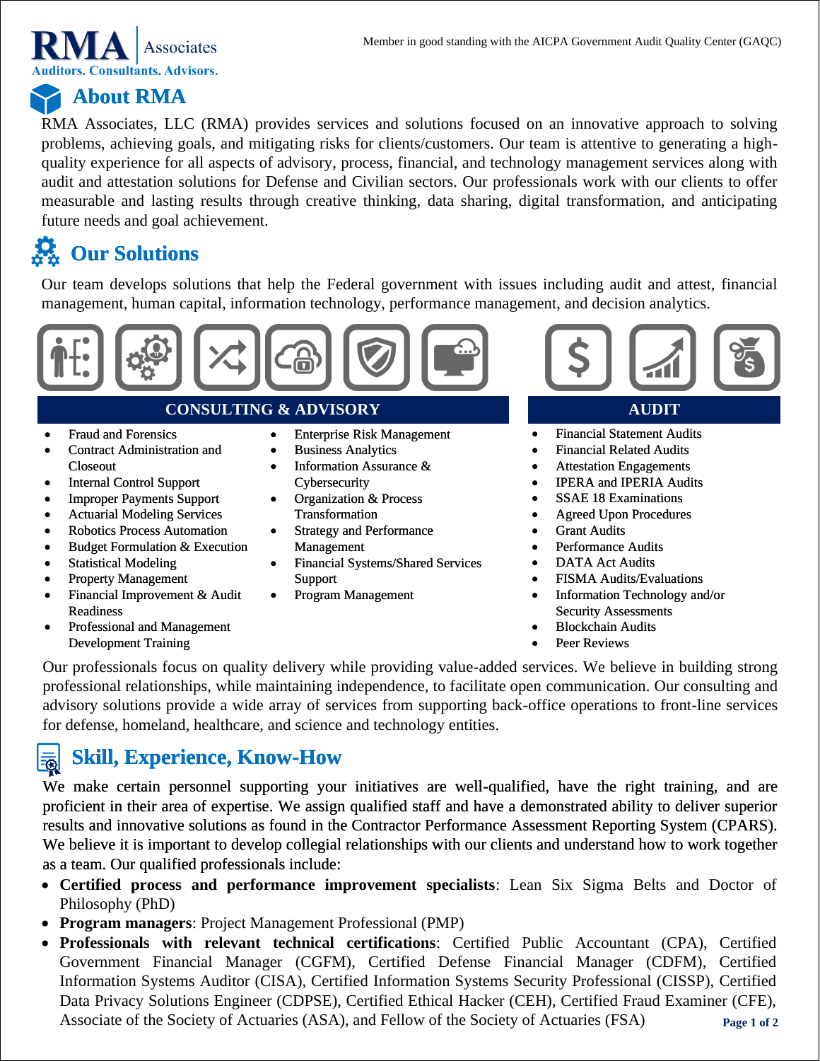RMA Associates
Auditors. Consultants. Advisors.

Member in good standing with the AICPA Government Audit Quality Center (GAQC)

## About RMA

RMA Associates, LLC (RMA) provides services and solutions focused on an innovative approach to solving problems, achieving goals, and mitigating risks for clients/customers. Our team is attentive to generating a high-quality experience for all aspects of advisory, process, financial, and technology management services along with audit and attestation solutions for Defense and Civilian sectors. Our professionals work with our clients to offer measurable and lasting results through creative thinking, data sharing, digital transformation, and anticipating future needs and goal achievement.

## Our Solutions

Our team develops solutions that help the Federal government with issues including audit and attest, financial management, human capital, information technology, performance management, and decision analytics.

### CONSULTING & ADVISORY

- Fraud and Forensics
- Contract Administration and Closeout
- Internal Control Support
- Improper Payments Support
- Actuarial Modeling Services
- Robotics Process Automation
- Budget Formulation & Execution
- Statistical Modeling
- Property Management
- Financial Improvement & Audit Readiness
- Professional and Management Development Training
- Enterprise Risk Management
- Business Analytics
- Information Assurance & Cybersecurity
- Organization & Process Transformation
- Strategy and Performance Management
- Financial Systems/Shared Services Support
- Program Management

### AUDIT

- Financial Statement Audits
- Financial Related Audits
- Attestation Engagements
- IPERA and IPERIA Audits
- SSAE 18 Examinations
- Agreed Upon Procedures
- Grant Audits
- Performance Audits
- DATA Act Audits
- FISMA Audits/Evaluations
- Information Technology and/or Security Assessments
- Blockchain Audits
- Peer Reviews

Our professionals focus on quality delivery while providing value-added services. We believe in building strong professional relationships, while maintaining independence, to facilitate open communication. Our consulting and advisory solutions provide a wide array of services from supporting back-office operations to front-line services for defense, homeland, healthcare, and science and technology entities.

## Skill, Experience, Know-How

We make certain personnel supporting your initiatives are well-qualified, have the right training, and are proficient in their area of expertise. We assign qualified staff and have a demonstrated ability to deliver superior results and innovative solutions as found in the Contractor Performance Assessment Reporting System (CPARS). We believe it is important to develop collegial relationships with our clients and understand how to work together as a team. Our qualified professionals include:

- **Certified process and performance improvement specialists**: Lean Six Sigma Belts and Doctor of Philosophy (PhD)
- **Program managers**: Project Management Professional (PMP)
- **Professionals with relevant technical certifications**: Certified Public Accountant (CPA), Certified Government Financial Manager (CGFM), Certified Defense Financial Manager (CDFM), Certified Information Systems Auditor (CISA), Certified Information Systems Security Professional (CISSP), Certified Data Privacy Solutions Engineer (CDPSE), Certified Ethical Hacker (CEH), Certified Fraud Examiner (CFE), Associate of the Society of Actuaries (ASA), and Fellow of the Society of Actuaries (FSA)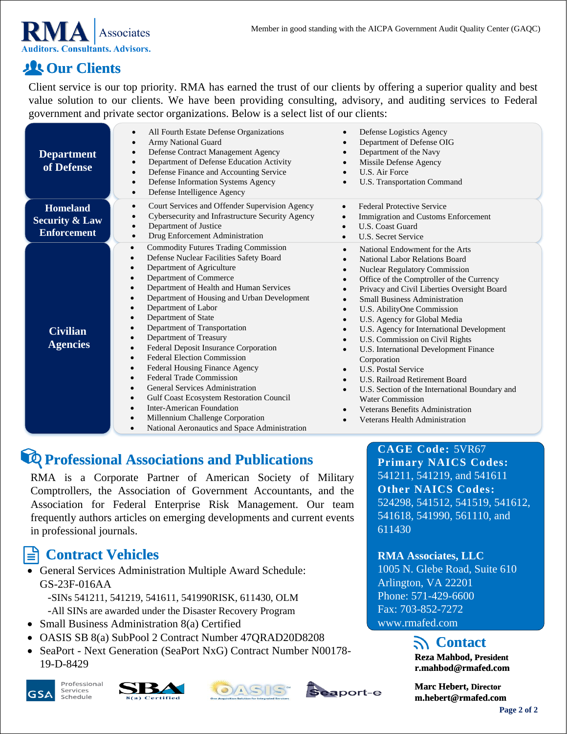RMA Associates
Auditors. Consultants. Advisors.

Member in good standing with the AICPA Government Audit Quality Center (GAQC)

## Our Clients

Client service is our top priority. RMA has earned the trust of our clients by offering a superior quality and best value solution to our clients. We have been providing consulting, advisory, and auditing services to Federal government and private sector organizations. Below is a select list of our clients:

### Department of Defense

- All Fourth Estate Defense Organizations
- Army National Guard
- Defense Contract Management Agency
- Department of Defense Education Activity
- Defense Finance and Accounting Service
- Defense Information Systems Agency
- Defense Intelligence Agency
- Defense Logistics Agency
- Department of Defense OIG
- Department of the Navy
- Missile Defense Agency
- U.S. Air Force
- U.S. Transportation Command

### Homeland Security & Law Enforcement

- Court Services and Offender Supervision Agency
- Cybersecurity and Infrastructure Security Agency
- Department of Justice
- Drug Enforcement Administration
- Federal Protective Service
- Immigration and Customs Enforcement
- U.S. Coast Guard
- U.S. Secret Service

### Civilian Agencies

- Commodity Futures Trading Commission
- Defense Nuclear Facilities Safety Board
- Department of Agriculture
- Department of Commerce
- Department of Health and Human Services
- Department of Housing and Urban Development
- Department of Labor
- Department of State
- Department of Transportation
- Department of Treasury
- Federal Deposit Insurance Corporation
- Federal Election Commission
- Federal Housing Finance Agency
- Federal Trade Commission
- General Services Administration
- Gulf Coast Ecosystem Restoration Council
- Inter-American Foundation
- Millennium Challenge Corporation
- National Aeronautics and Space Administration
- National Endowment for the Arts
- National Labor Relations Board
- Nuclear Regulatory Commission
- Office of the Comptroller of the Currency
- Privacy and Civil Liberties Oversight Board
- Small Business Administration
- U.S. AbilityOne Commission
- U.S. Agency for Global Media
- U.S. Agency for International Development
- U.S. Commission on Civil Rights
- U.S. International Development Finance Corporation
- U.S. Postal Service
- U.S. Railroad Retirement Board
- U.S. Section of the International Boundary and Water Commission
- Veterans Benefits Administration
- Veterans Health Administration

## Professional Associations and Publications

RMA is a Corporate Partner of American Society of Military Comptrollers, the Association of Government Accountants, and the Association for Federal Enterprise Risk Management. Our team frequently authors articles on emerging developments and current events in professional journals.

## Contract Vehicles

- General Services Administration Multiple Award Schedule: GS-23F-016AA
  - -SINs 541211, 541219, 541611, 541990RISK, 611430, OLM
  - -All SINs are awarded under the Disaster Recovery Program
- Small Business Administration 8(a) Certified
- OASIS SB 8(a) SubPool 2 Contract Number 47QRAD20D8208
- SeaPort - Next Generation (SeaPort NxG) Contract Number N00178-19-D-8429

GSA Professional Services Schedule | SBA 8(a) Certified | OASIS One Acquisition Solution for Integrated Services | Seaport-e

**CAGE Code:** 5VR67
**Primary NAICS Codes:** 541211, 541219, and 541611
**Other NAICS Codes:** 524298, 541512, 541519, 541612, 541618, 541990, 561110, and 611430

**RMA Associates, LLC**
1005 N. Glebe Road, Suite 610
Arlington, VA 22201
Phone: 571-429-6600
Fax: 703-852-7272
www.rmafed.com

## Contact

**Reza Mahbod, President**
**r.mahbod@rmafed.com**

**Marc Hebert, Director**
**m.hebert@rmafed.com**